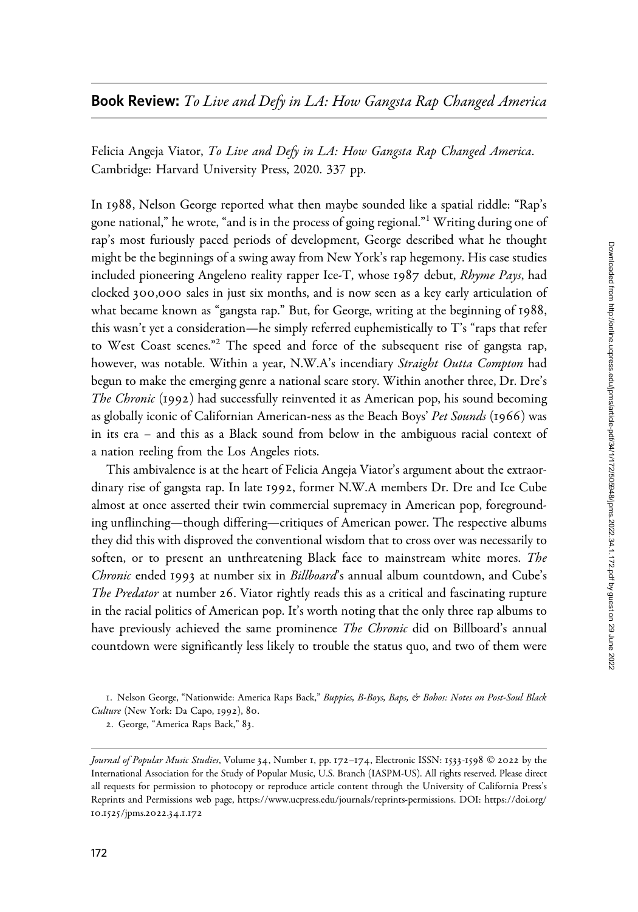## **Book Review:** *To Live and Defy in LA: How Gangsta Rap Changed America*

Felicia Angeja Viator, *To Live and Defy in LA: How Gangsta Rap Changed America*. Cambridge: Harvard University Press, 2020. 337 pp.

In 1988, Nelson George reported what then maybe sounded like a spatial riddle: "Rap's gone national," he wrote, "and is in the process of going regional."[1] Writing during one of rap's most furiously paced periods of development, George described what he thought might be the beginnings of a swing away from New York's rap hegemony. His case studies included pioneering Angeleno reality rapper Ice-T, whose 1987 debut, *Rhyme Pays*, had clocked 300,000 sales in just six months, and is now seen as a key early articulation of what became known as "gangsta rap." But, for George, writing at the beginning of 1988, this wasn't yet a consideration—he simply referred euphemistically to T's "raps that refer to West Coast scenes."[2] The speed and force of the subsequent rise of gangsta rap, however, was notable. Within a year, N.W.A's incendiary *Straight Outta Compton* had begun to make the emerging genre a national scare story. Within another three, Dr. Dre's *The Chronic* (1992) had successfully reinvented it as American pop, his sound becoming as globally iconic of Californian American-ness as the Beach Boys' *Pet Sounds* (1966) was in its era – and this as a Black sound from below in the ambiguous racial context of a nation reeling from the Los Angeles riots.

This ambivalence is at the heart of Felicia Angeja Viator's argument about the extraordinary rise of gangsta rap. In late 1992, former N.W.A members Dr. Dre and Ice Cube almost at once asserted their twin commercial supremacy in American pop, foregrounding unflinching—though differing—critiques of American power. The respective albums they did this with disproved the conventional wisdom that to cross over was necessarily to soften, or to present an unthreatening Black face to mainstream white mores. *The Chronic* ended 1993 at number six in *Billboard*'s annual album countdown, and Cube's *The Predator* at number 26. Viator rightly reads this as a critical and fascinating rupture in the racial politics of American pop. It's worth noting that the only three rap albums to have previously achieved the same prominence *The Chronic* did on Billboard's annual countdown were significantly less likely to trouble the status quo, and two of them were

1. Nelson George, "Nationwide: America Raps Back," *Buppies, B-Boys, Baps, & Bohos: Notes on Post-Soul Black Culture* (New York: Da Capo, 1992), 80.

2. George, "America Raps Back," 83.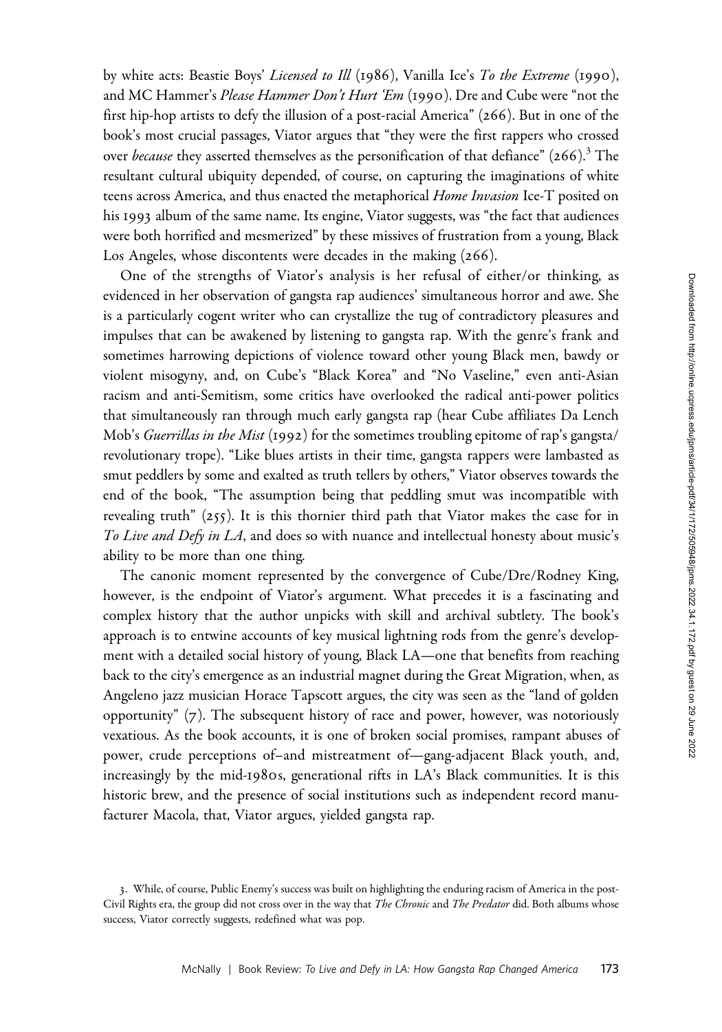by white acts: Beastie Boys' *Licensed to Ill* (1986), Vanilla Ice's *To the Extreme* (1990), and MC Hammer's *Please Hammer Don't Hurt 'Em* (1990). Dre and Cube were "not the first hip-hop artists to defy the illusion of a post-racial America" (266). But in one of the book's most crucial passages, Viator argues that "they were the first rappers who crossed over *because* they asserted themselves as the personification of that defiance" (266).[3] The resultant cultural ubiquity depended, of course, on capturing the imaginations of white teens across America, and thus enacted the metaphorical *Home Invasion* Ice-T posited on his 1993 album of the same name. Its engine, Viator suggests, was "the fact that audiences were both horrified and mesmerized" by these missives of frustration from a young, Black Los Angeles, whose discontents were decades in the making (266).

One of the strengths of Viator's analysis is her refusal of either/or thinking, as evidenced in her observation of gangsta rap audiences' simultaneous horror and awe. She is a particularly cogent writer who can crystallize the tug of contradictory pleasures and impulses that can be awakened by listening to gangsta rap. With the genre's frank and sometimes harrowing depictions of violence toward other young Black men, bawdy or violent misogyny, and, on Cube's "Black Korea" and "No Vaseline," even anti-Asian racism and anti-Semitism, some critics have overlooked the radical anti-power politics that simultaneously ran through much early gangsta rap (hear Cube affiliates Da Lench Mob's *Guerrillas in the Mist* (1992) for the sometimes troubling epitome of rap's gangsta/revolutionary trope). "Like blues artists in their time, gangsta rappers were lambasted as smut peddlers by some and exalted as truth tellers by others," Viator observes towards the end of the book, "The assumption being that peddling smut was incompatible with revealing truth" (255). It is this thornier third path that Viator makes the case for in *To Live and Defy in LA*, and does so with nuance and intellectual honesty about music's ability to be more than one thing.

The canonic moment represented by the convergence of Cube/Dre/Rodney King, however, is the endpoint of Viator's argument. What precedes it is a fascinating and complex history that the author unpicks with skill and archival subtlety. The book's approach is to entwine accounts of key musical lightning rods from the genre's development with a detailed social history of young, Black LA—one that benefits from reaching back to the city's emergence as an industrial magnet during the Great Migration, when, as Angeleno jazz musician Horace Tapscott argues, the city was seen as the "land of golden opportunity" (7). The subsequent history of race and power, however, was notoriously vexatious. As the book accounts, it is one of broken social promises, rampant abuses of power, crude perceptions of–and mistreatment of—gang-adjacent Black youth, and, increasingly by the mid-1980s, generational rifts in LA's Black communities. It is this historic brew, and the presence of social institutions such as independent record manufacturer Macola, that, Viator argues, yielded gangsta rap.

3. While, of course, Public Enemy's success was built on highlighting the enduring racism of America in the post-Civil Rights era, the group did not cross over in the way that *The Chronic* and *The Predator* did. Both albums whose success, Viator correctly suggests, redefined what was pop.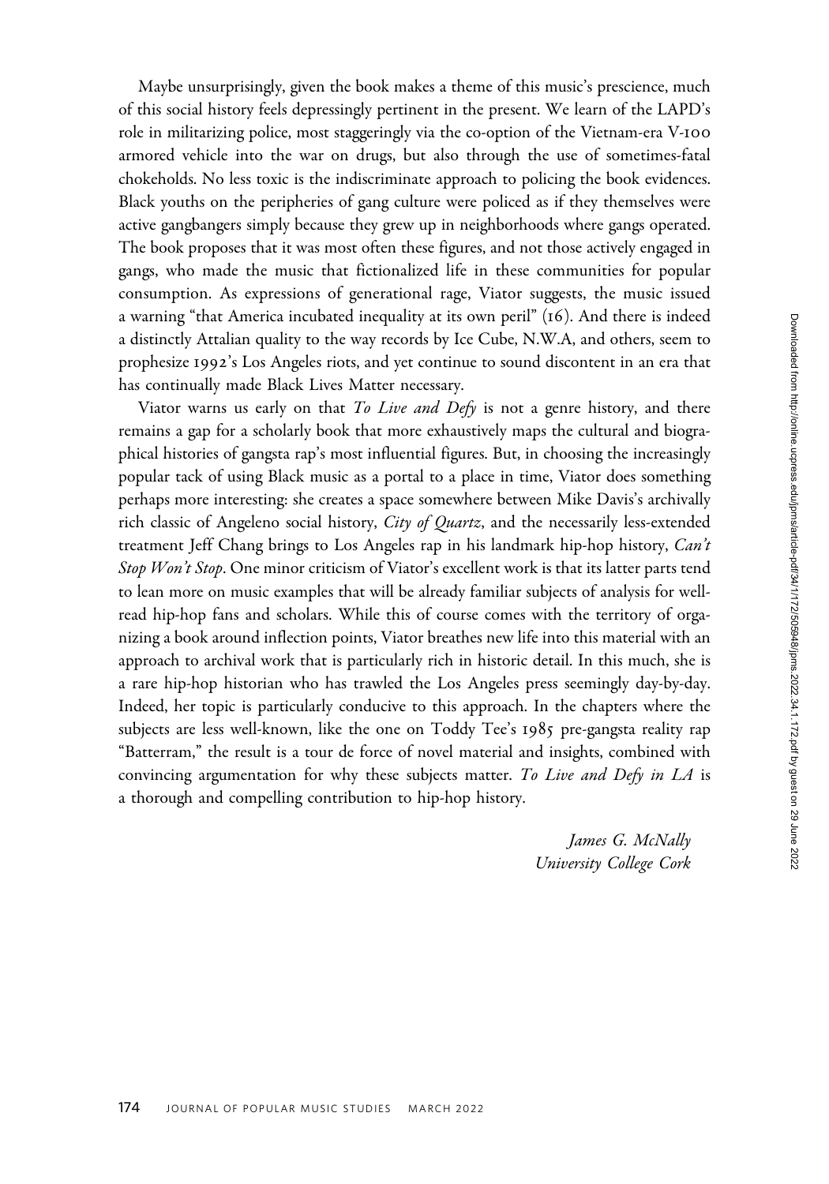Maybe unsurprisingly, given the book makes a theme of this music's prescience, much of this social history feels depressingly pertinent in the present. We learn of the LAPD's role in militarizing police, most staggeringly via the co-option of the Vietnam-era V-100 armored vehicle into the war on drugs, but also through the use of sometimes-fatal chokeholds. No less toxic is the indiscriminate approach to policing the book evidences. Black youths on the peripheries of gang culture were policed as if they themselves were active gangbangers simply because they grew up in neighborhoods where gangs operated. The book proposes that it was most often these figures, and not those actively engaged in gangs, who made the music that fictionalized life in these communities for popular consumption. As expressions of generational rage, Viator suggests, the music issued a warning "that America incubated inequality at its own peril" (16). And there is indeed a distinctly Attalian quality to the way records by Ice Cube, N.W.A, and others, seem to prophesize 1992's Los Angeles riots, and yet continue to sound discontent in an era that has continually made Black Lives Matter necessary.

Viator warns us early on that *To Live and Defy* is not a genre history, and there remains a gap for a scholarly book that more exhaustively maps the cultural and biographical histories of gangsta rap's most influential figures. But, in choosing the increasingly popular tack of using Black music as a portal to a place in time, Viator does something perhaps more interesting: she creates a space somewhere between Mike Davis's archivally rich classic of Angeleno social history, *City of Quartz*, and the necessarily less-extended treatment Jeff Chang brings to Los Angeles rap in his landmark hip-hop history, *Can't Stop Won't Stop*. One minor criticism of Viator's excellent work is that its latter parts tend to lean more on music examples that will be already familiar subjects of analysis for well-read hip-hop fans and scholars. While this of course comes with the territory of organizing a book around inflection points, Viator breathes new life into this material with an approach to archival work that is particularly rich in historic detail. In this much, she is a rare hip-hop historian who has trawled the Los Angeles press seemingly day-by-day. Indeed, her topic is particularly conducive to this approach. In the chapters where the subjects are less well-known, like the one on Toddy Tee's 1985 pre-gangsta reality rap "Batterram," the result is a tour de force of novel material and insights, combined with convincing argumentation for why these subjects matter. *To Live and Defy in LA* is a thorough and compelling contribution to hip-hop history.

*James G. McNally*
*University College Cork*